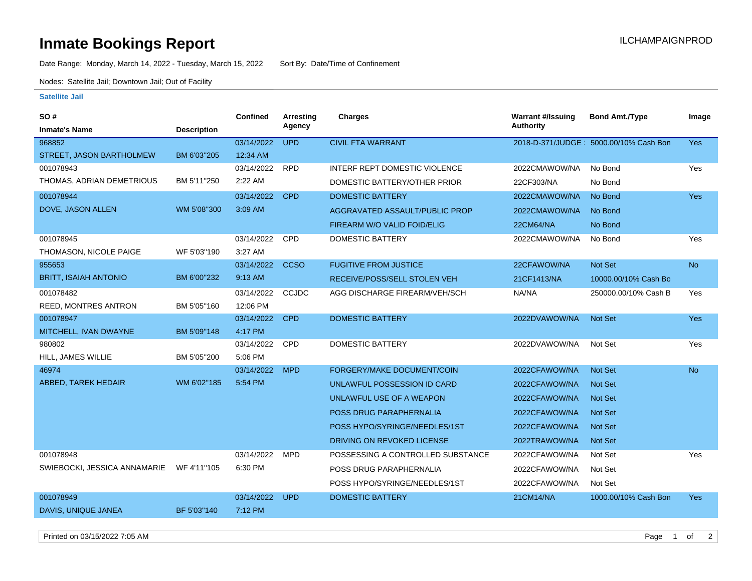# Inmate Bookings Report

ILCHAMPAIGNPROD

Date Range: Monday, March 14, 2022 - Tuesday, March 15, 2022 Sort By: Date/Time of Confinement

Nodes: Satellite Jail; Downtown Jail; Out of Facility

## Satellite Jail

| SO # / Inmate's Name | Description | Confined | Arresting Agency | Charges | Warrant #/Issuing Authority | Bond Amt./Type | Image |
|---|---|---|---|---|---|---|---|
| 968852<br>STREET, JASON BARTHOLMEW | BM 6'03"205 | 03/14/2022<br>12:34 AM | UPD | CIVIL FTA WARRANT | 2018-D-371/JUDGE : | 5000.00/10% Cash Bon | Yes |
| 001078943<br>THOMAS, ADRIAN DEMETRIOUS | BM 5'11"250 | 03/14/2022<br>2:22 AM | RPD | INTERF REPT DOMESTIC VIOLENCE | 2022CMAWOW/NA | No Bond | Yes |
| | | | | DOMESTIC BATTERY/OTHER PRIOR | 22CF303/NA | No Bond | |
| 001078944<br>DOVE, JASON ALLEN | WM 5'08"300 | 03/14/2022<br>3:09 AM | CPD | DOMESTIC BATTERY | 2022CMAWOW/NA | No Bond | Yes |
| | | | | AGGRAVATED ASSAULT/PUBLIC PROP | 2022CMAWOW/NA | No Bond | |
| | | | | FIREARM W/O VALID FOID/ELIG | 22CM64/NA | No Bond | |
| 001078945<br>THOMASON, NICOLE PAIGE | WF 5'03"190 | 03/14/2022<br>3:27 AM | CPD | DOMESTIC BATTERY | 2022CMAWOW/NA | No Bond | Yes |
| 955653<br>BRITT, ISAIAH ANTONIO | BM 6'00"232 | 03/14/2022<br>9:13 AM | CCSO | FUGITIVE FROM JUSTICE | 22CFAWOW/NA | Not Set | No |
| | | | | RECEIVE/POSS/SELL STOLEN VEH | 21CF1413/NA | 10000.00/10% Cash Bo | |
| 001078482<br>REED, MONTRES ANTRON | BM 5'05"160 | 03/14/2022<br>12:06 PM | CCJDC | AGG DISCHARGE FIREARM/VEH/SCH | NA/NA | 250000.00/10% Cash B | Yes |
| 001078947<br>MITCHELL, IVAN DWAYNE | BM 5'09"148 | 03/14/2022<br>4:17 PM | CPD | DOMESTIC BATTERY | 2022DVAWOW/NA | Not Set | Yes |
| 980802<br>HILL, JAMES WILLIE | BM 5'05"200 | 03/14/2022<br>5:06 PM | CPD | DOMESTIC BATTERY | 2022DVAWOW/NA | Not Set | Yes |
| 46974<br>ABBED, TAREK HEDAIR | WM 6'02"185 | 03/14/2022<br>5:54 PM | MPD | FORGERY/MAKE DOCUMENT/COIN | 2022CFAWOW/NA | Not Set | No |
| | | | | UNLAWFUL POSSESSION ID CARD | 2022CFAWOW/NA | Not Set | |
| | | | | UNLAWFUL USE OF A WEAPON | 2022CFAWOW/NA | Not Set | |
| | | | | POSS DRUG PARAPHERNALIA | 2022CFAWOW/NA | Not Set | |
| | | | | POSS HYPO/SYRINGE/NEEDLES/1ST | 2022CFAWOW/NA | Not Set | |
| | | | | DRIVING ON REVOKED LICENSE | 2022TRAWOW/NA | Not Set | |
| 001078948<br>SWIEBOCKI, JESSICA ANNAMARIE | WF 4'11"105 | 03/14/2022<br>6:30 PM | MPD | POSSESSING A CONTROLLED SUBSTANCE | 2022CFAWOW/NA | Not Set | Yes |
| | | | | POSS DRUG PARAPHERNALIA | 2022CFAWOW/NA | Not Set | |
| | | | | POSS HYPO/SYRINGE/NEEDLES/1ST | 2022CFAWOW/NA | Not Set | |
| 001078949<br>DAVIS, UNIQUE JANEA | BF 5'03"140 | 03/14/2022<br>7:12 PM | UPD | DOMESTIC BATTERY | 21CM14/NA | 1000.00/10% Cash Bon | Yes |

Printed on 03/15/2022 7:05 AM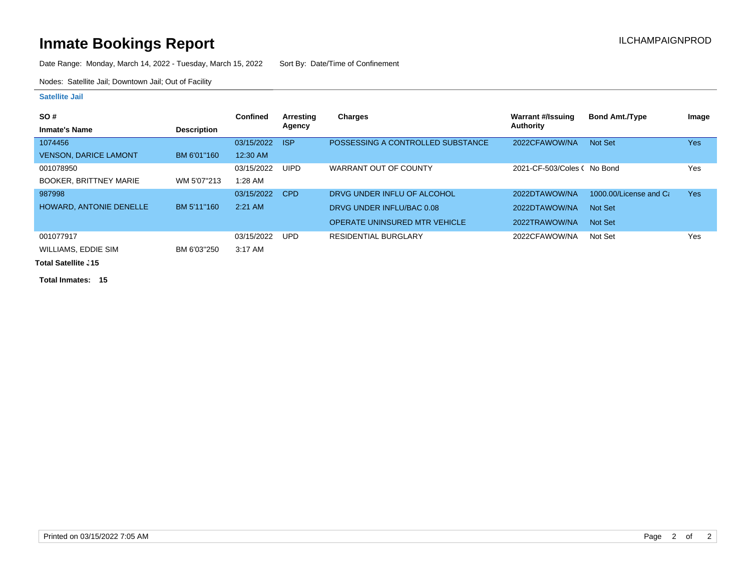# Inmate Bookings Report

ILCHAMPAIGNPROD

Date Range: Monday, March 14, 2022 - Tuesday, March 15, 2022 Sort By: Date/Time of Confinement

Nodes: Satellite Jail; Downtown Jail; Out of Facility

**Satellite Jail**

| SO # / Inmate's Name | Description | Confined | Arresting Agency | Charges | Warrant #/Issuing Authority | Bond Amt./Type | Image |
|---|---|---|---|---|---|---|---|
| 1074456 VENSON, DARICE LAMONT | BM 6'01"160 | 03/15/2022 12:30 AM | ISP | POSSESSING A CONTROLLED SUBSTANCE | 2022CFAWOW/NA | Not Set | Yes |
| 001078950 BOOKER, BRITTNEY MARIE | WM 5'07"213 | 03/15/2022 1:28 AM | UIPD | WARRANT OUT OF COUNTY | 2021-CF-503/Coles ( | No Bond | Yes |
| 987998 HOWARD, ANTONIE DENELLE | BM 5'11"160 | 03/15/2022 2:21 AM | CPD | DRVG UNDER INFLU OF ALCOHOL | 2022DTAWOW/NA | 1000.00/License and Ca | Yes |
| | | | | DRVG UNDER INFLU/BAC 0.08 | 2022DTAWOW/NA | Not Set | |
| | | | | OPERATE UNINSURED MTR VEHICLE | 2022TRAWOW/NA | Not Set | |
| 001077917 WILLIAMS, EDDIE SIM | BM 6'03"250 | 03/15/2022 3:17 AM | UPD | RESIDENTIAL BURGLARY | 2022CFAWOW/NA | Not Set | Yes |

**Total Satellite J 15**

**Total Inmates: 15**

Printed on 03/15/2022 7:05 AM